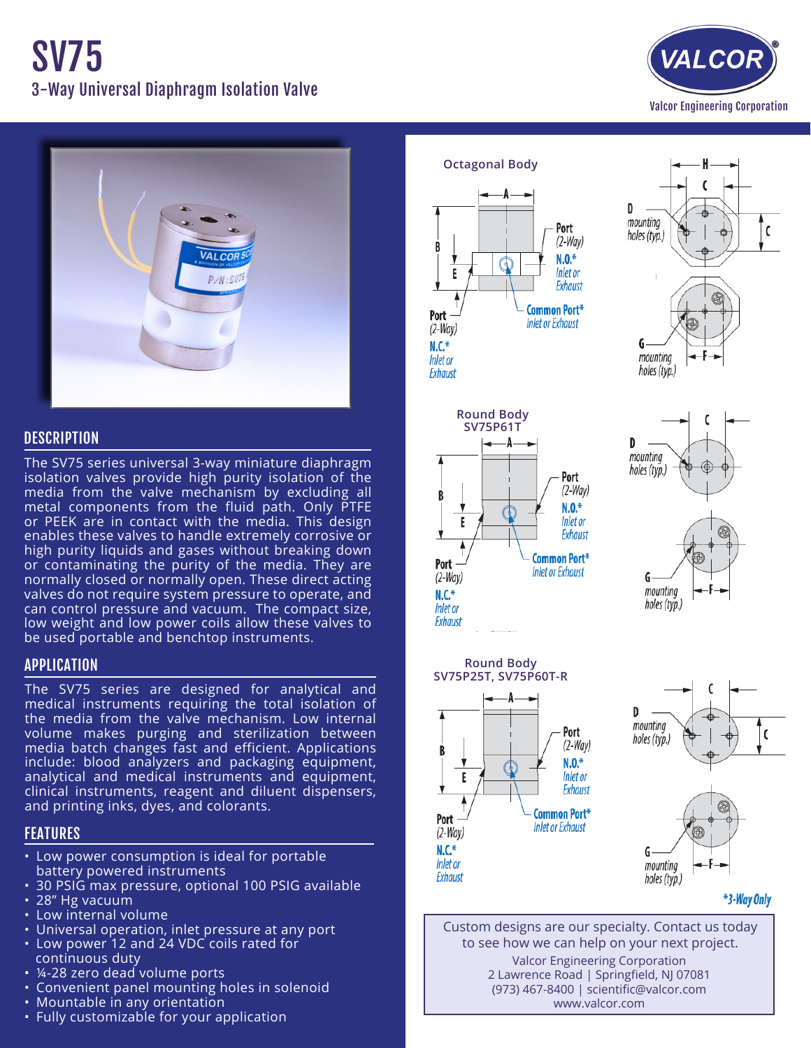# SV75

## 3-Way Universal Diaphragm Isolation Valve

VALCOR

Valcor Engineering Corporation

## DESCRIPTION

The SV75 series universal 3-way miniature diaphragm isolation valves provide high purity isolation of the media from the valve mechanism by excluding all metal components from the fluid path. Only PTFE or PEEK are in contact with the media. This design enables these valves to handle extremely corrosive or high purity liquids and gases without breaking down or contaminating the purity of the media. They are normally closed or normally open. These direct acting valves do not require system pressure to operate, and can control pressure and vacuum. The compact size, low weight and low power coils allow these valves to be used portable and benchtop instruments.

## APPLICATION

The SV75 series are designed for analytical and medical instruments requiring the total isolation of the media from the valve mechanism. Low internal volume makes purging and sterilization between media batch changes fast and efficient. Applications include: blood analyzers and packaging equipment, analytical and medical instruments and equipment, clinical instruments, reagent and diluent dispensers, and printing inks, dyes, and colorants.

## FEATURES

- Low power consumption is ideal for portable battery powered instruments
- 30 PSIG max pressure, optional 100 PSIG available
- 28" Hg vacuum
- Low internal volume
- Universal operation, inlet pressure at any port
- Low power 12 and 24 VDC coils rated for continuous duty
- ¼-28 zero dead volume ports
- Convenient panel mounting holes in solenoid
- Mountable in any orientation
- Fully customizable for your application

### Octagonal Body

A, B, E, H, C, D mounting holes (typ.), G mounting holes (typ.), F

Port (2-Way) N.O.* Inlet or Exhaust

Common Port* Inlet or Exhaust

Port (2-Way) N.C.* Inlet or Exhaust

### Round Body SV75P61T

A, B, E, C, D mounting holes (typ.), G mounting holes (typ.), F

Port (2-Way) N.O.* Inlet or Exhaust

Common Port* Inlet or Exhaust

Port (2-Way) N.C.* Inlet or Exhaust

### Round Body SV75P25T, SV75P60T-R

A, B, E, C, D mounting holes (typ.), G mounting holes (typ.), F

Port (2-Way) N.O.* Inlet or Exhaust

Common Port* Inlet or Exhaust

Port (2-Way) N.C.* Inlet or Exhaust

*3-Way Only

Custom designs are our specialty. Contact us today to see how we can help on your next project.

Valcor Engineering Corporation
2 Lawrence Road | Springfield, NJ 07081
(973) 467-8400 | scientific@valcor.com
www.valcor.com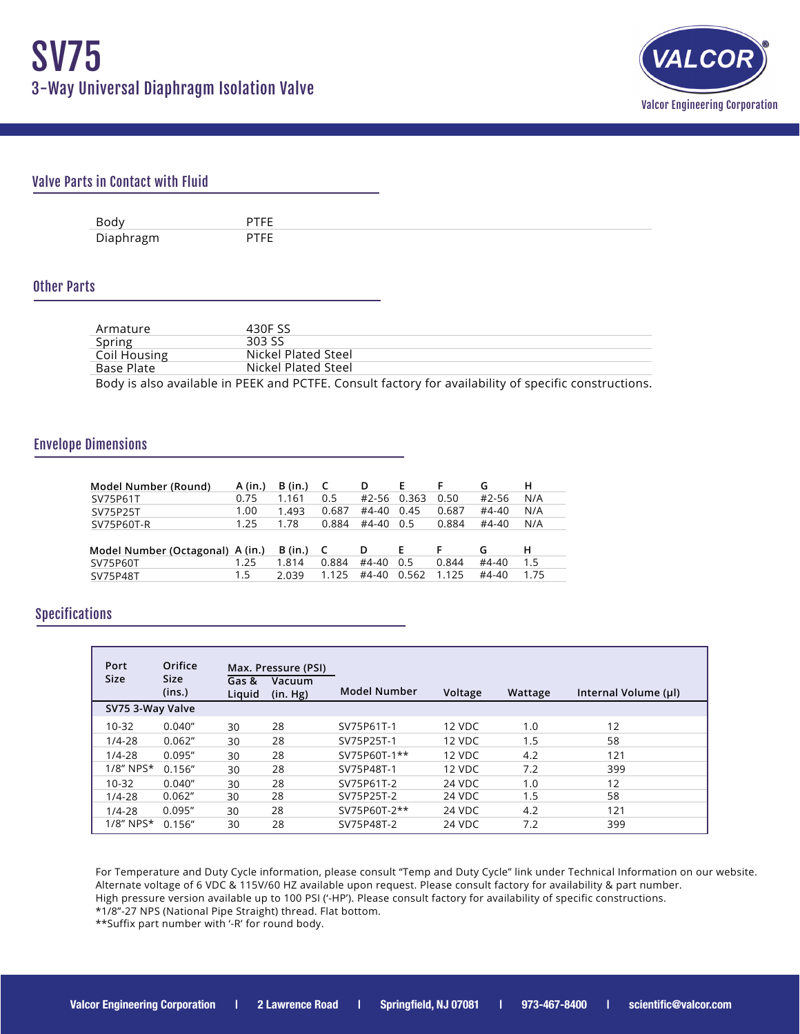# SV75

## 3-Way Universal Diaphragm Isolation Valve

Valcor Engineering Corporation

### Valve Parts in Contact with Fluid

| | |
|---|---|
| Body | PTFE |
| Diaphragm | PTFE |

### Other Parts

| | |
|---|---|
| Armature | 430F SS |
| Spring | 303 SS |
| Coil Housing | Nickel Plated Steel |
| Base Plate | Nickel Plated Steel |

Body is also available in PEEK and PCTFE. Consult factory for availability of specific constructions.

### Envelope Dimensions

| Model Number (Round) | A (in.) | B (in.) | C | D | E | F | G | H |
|---|---|---|---|---|---|---|---|---|
| SV75P61T | 0.75 | 1.161 | 0.5 | #2-56 | 0.363 | 0.50 | #2-56 | N/A |
| SV75P25T | 1.00 | 1.493 | 0.687 | #4-40 | 0.45 | 0.687 | #4-40 | N/A |
| SV75P60T-R | 1.25 | 1.78 | 0.884 | #4-40 | 0.5 | 0.884 | #4-40 | N/A |

| Model Number (Octagonal) | A (in.) | B (in.) | C | D | E | F | G | H |
|---|---|---|---|---|---|---|---|---|
| SV75P60T | 1.25 | 1.814 | 0.884 | #4-40 | 0.5 | 0.844 | #4-40 | 1.5 |
| SV75P48T | 1.5 | 2.039 | 1.125 | #4-40 | 0.562 | 1.125 | #4-40 | 1.75 |

### Specifications

| Port Size | Orifice Size (ins.) | Max. Pressure (PSI) | | Model Number | Voltage | Wattage | Internal Volume (µl) |
|---|---|---|---|---|---|---|---|
| | | Gas & Liquid | Vacuum (in. Hg) | | | | |
| SV75 3-Way Valve | | | | | | | |
| 10-32 | 0.040" | 30 | 28 | SV75P61T-1 | 12 VDC | 1.0 | 12 |
| 1/4-28 | 0.062" | 30 | 28 | SV75P25T-1 | 12 VDC | 1.5 | 58 |
| 1/4-28 | 0.095" | 30 | 28 | SV75P60T-1** | 12 VDC | 4.2 | 121 |
| 1/8" NPS* | 0.156" | 30 | 28 | SV75P48T-1 | 12 VDC | 7.2 | 399 |
| 10-32 | 0.040" | 30 | 28 | SV75P61T-2 | 24 VDC | 1.0 | 12 |
| 1/4-28 | 0.062" | 30 | 28 | SV75P25T-2 | 24 VDC | 1.5 | 58 |
| 1/4-28 | 0.095" | 30 | 28 | SV75P60T-2** | 24 VDC | 4.2 | 121 |
| 1/8" NPS* | 0.156" | 30 | 28 | SV75P48T-2 | 24 VDC | 7.2 | 399 |

For Temperature and Duty Cycle information, please consult "Temp and Duty Cycle" link under Technical Information on our website.
Alternate voltage of 6 VDC & 115V/60 HZ available upon request. Please consult factory for availability & part number.
High pressure version available up to 100 PSI ('-HP'). Please consult factory for availability of specific constructions.
*1/8"-27 NPS (National Pipe Straight) thread. Flat bottom.
**Suffix part number with '-R' for round body.

Valcor Engineering Corporation | 2 Lawrence Road | Springfield, NJ 07081 | 973-467-8400 | scientific@valcor.com